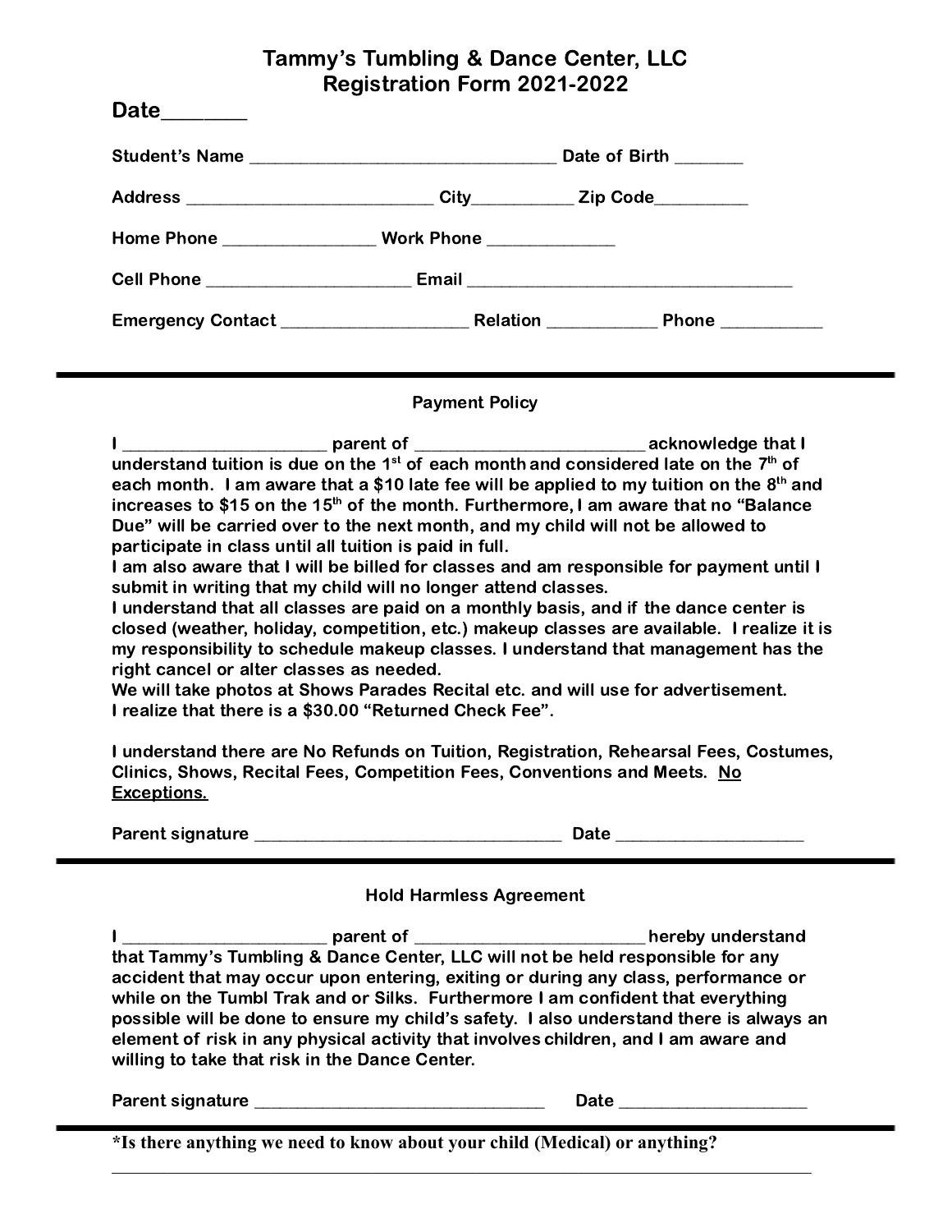# Tammy's Tumbling & Dance Center, LLC
## Registration Form 2021-2022

**Date________**

**Student's Name ________________________________ Date of Birth _______**

**Address __________________________ City__________ Zip Code_________**

**Home Phone _______________ Work Phone _____________**

**Cell Phone _____________________ Email _________________________________**

**Emergency Contact ___________________ Relation ___________ Phone __________**

---

### Payment Policy

**I _____________________ parent of _______________________ acknowledge that I understand tuition is due on the 1st of each month and considered late on the 7th of each month. I am aware that a $10 late fee will be applied to my tuition on the 8th and increases to $15 on the 15th of the month. Furthermore, I am aware that no "Balance Due" will be carried over to the next month, and my child will not be allowed to participate in class until all tuition is paid in full.**

**I am also aware that I will be billed for classes and am responsible for payment until I submit in writing that my child will no longer attend classes.**

**I understand that all classes are paid on a monthly basis, and if the dance center is closed (weather, holiday, competition, etc.) makeup classes are available. I realize it is my responsibility to schedule makeup classes. I understand that management has the right cancel or alter classes as needed.**

**We will take photos at Shows Parades Recital etc. and will use for advertisement.**

**I realize that there is a $30.00 "Returned Check Fee".**

**I understand there are No Refunds on Tuition, Registration, Rehearsal Fees, Costumes, Clinics, Shows, Recital Fees, Competition Fees, Conventions and Meets. <u>No Exceptions.</u>**

**Parent signature _________________________________ Date ___________________**

---

### Hold Harmless Agreement

**I _____________________ parent of _______________________ hereby understand that Tammy's Tumbling & Dance Center, LLC will not be held responsible for any accident that may occur upon entering, exiting or during any class, performance or while on the Tumbl Trak and or Silks. Furthermore I am confident that everything possible will be done to ensure my child's safety. I also understand there is always an element of risk in any physical activity that involves children, and I am aware and willing to take that risk in the Dance Center.**

**Parent signature ______________________________ Date ___________________**

---

**\*Is there anything we need to know about your child (Medical) or anything?**

_______________________________________________________________________________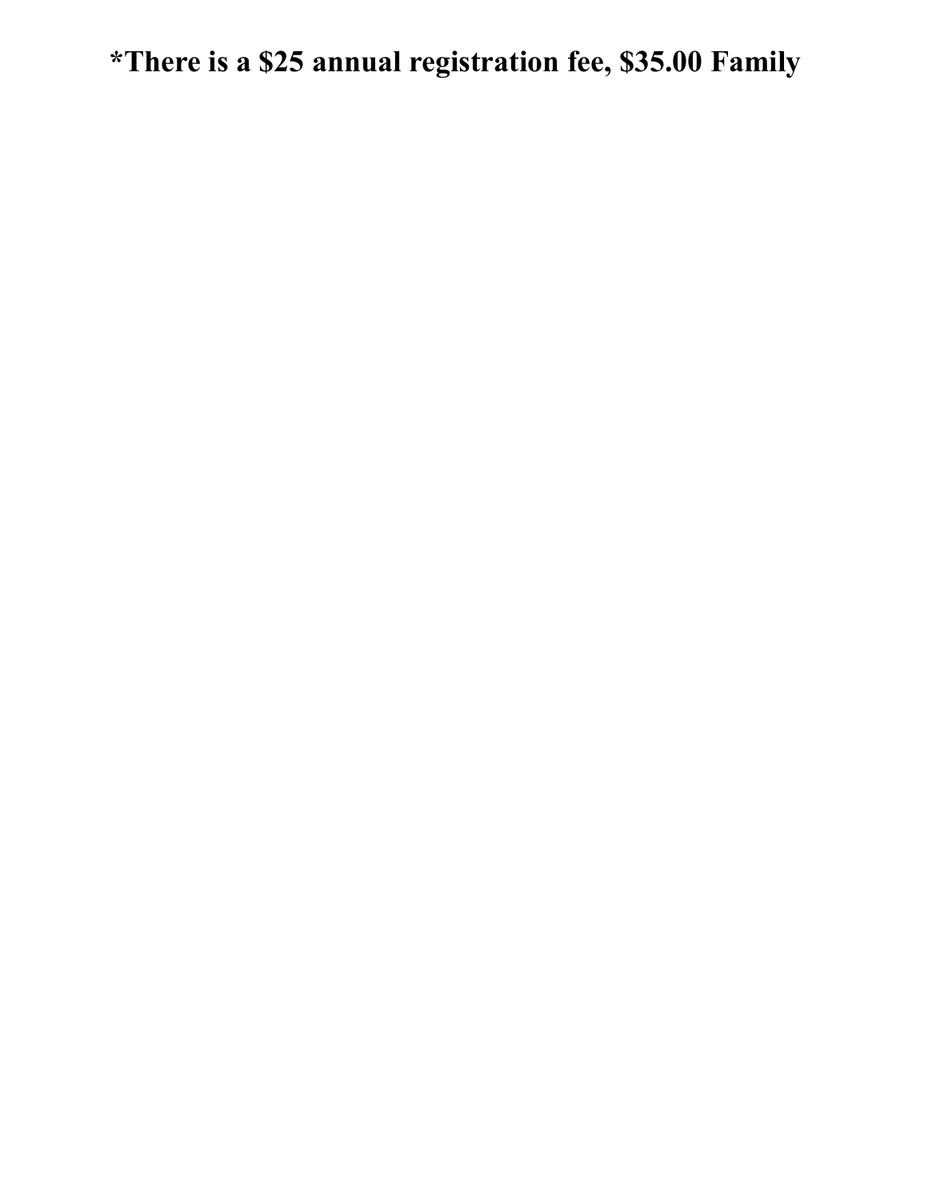**\*There is a $25 annual registration fee, $35.00 Family**